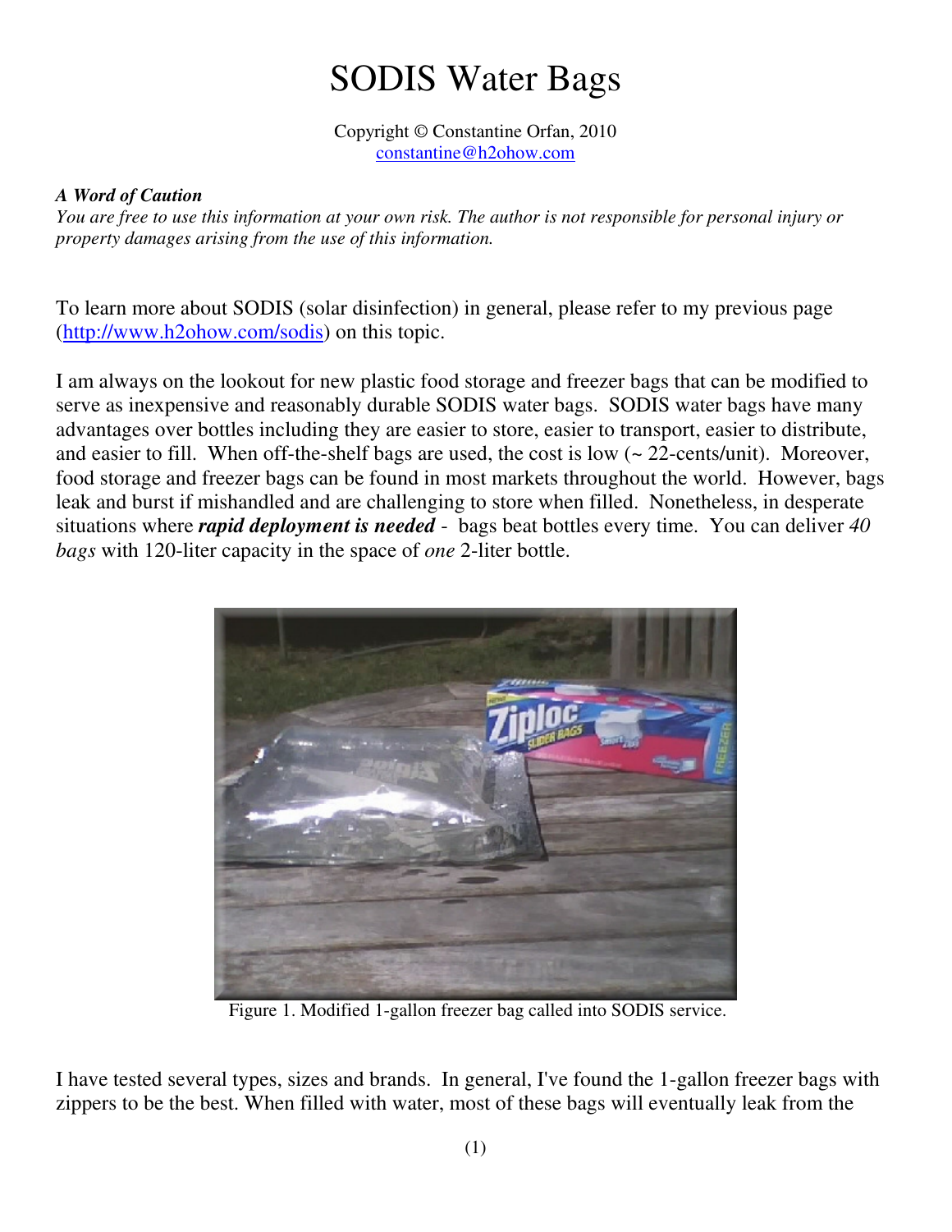# SODIS Water Bags

Copyright © Constantine Orfan, 2010
constantine@h2ohow.com

***A Word of Caution***
*You are free to use this information at your own risk. The author is not responsible for personal injury or property damages arising from the use of this information.*

To learn more about SODIS (solar disinfection) in general, please refer to my previous page (http://www.h2ohow.com/sodis) on this topic.

I am always on the lookout for new plastic food storage and freezer bags that can be modified to serve as inexpensive and reasonably durable SODIS water bags. SODIS water bags have many advantages over bottles including they are easier to store, easier to transport, easier to distribute, and easier to fill. When off-the-shelf bags are used, the cost is low (~ 22-cents/unit). Moreover, food storage and freezer bags can be found in most markets throughout the world. However, bags leak and burst if mishandled and are challenging to store when filled. Nonetheless, in desperate situations where ***rapid deployment is needed*** - bags beat bottles every time. You can deliver *40 bags* with 120-liter capacity in the space of *one* 2-liter bottle.

Figure 1. Modified 1-gallon freezer bag called into SODIS service.

I have tested several types, sizes and brands. In general, I've found the 1-gallon freezer bags with zippers to be the best. When filled with water, most of these bags will eventually leak from the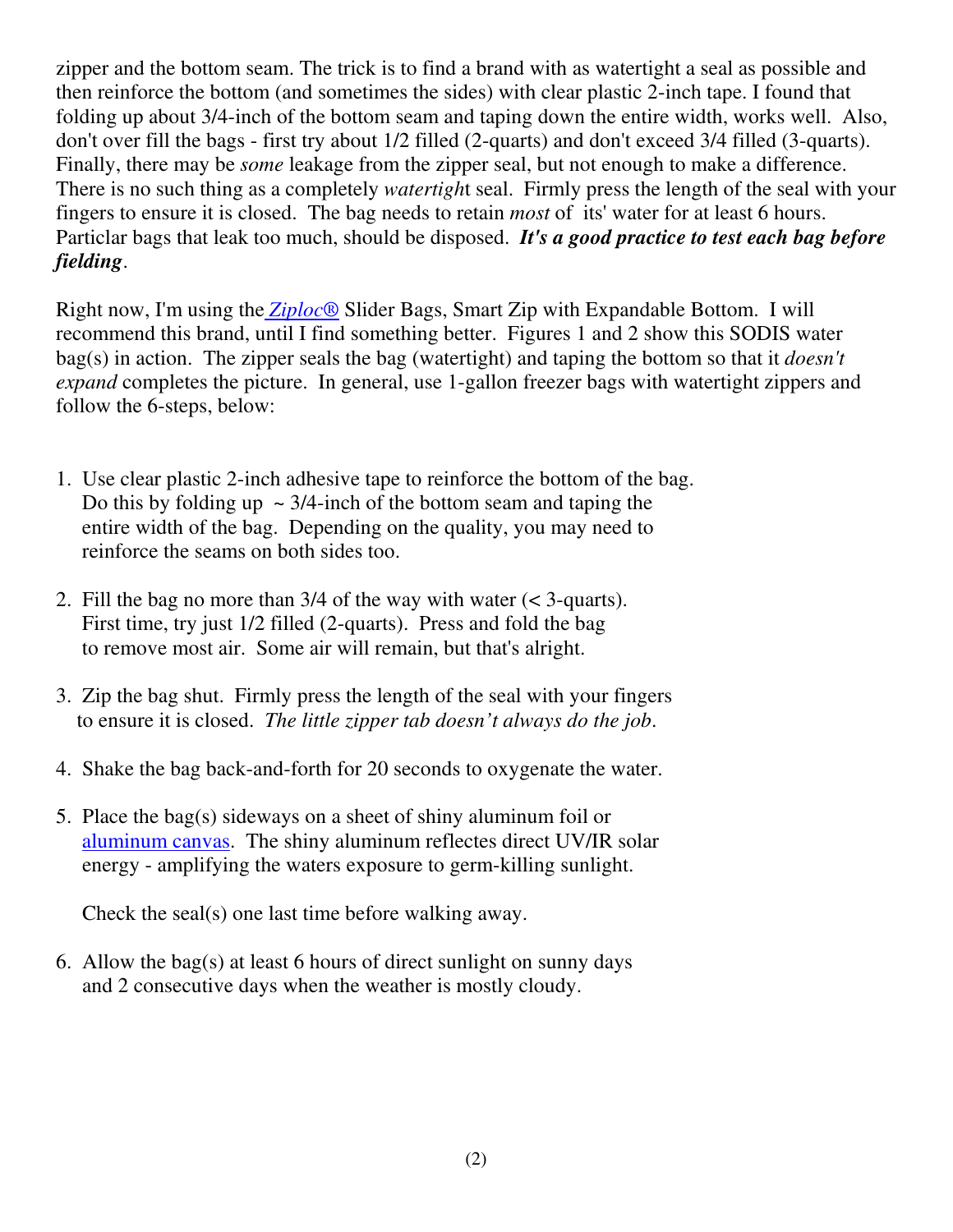zipper and the bottom seam. The trick is to find a brand with as watertight a seal as possible and then reinforce the bottom (and sometimes the sides) with clear plastic 2-inch tape. I found that folding up about 3/4-inch of the bottom seam and taping down the entire width, works well. Also, don't over fill the bags - first try about 1/2 filled (2-quarts) and don't exceed 3/4 filled (3-quarts). Finally, there may be *some* leakage from the zipper seal, but not enough to make a difference. There is no such thing as a completely *watertigh*t seal. Firmly press the length of the seal with your fingers to ensure it is closed. The bag needs to retain *most* of its' water for at least 6 hours. Particlar bags that leak too much, should be disposed. ***It's a good practice to test each bag before fielding***.

Right now, I'm using the *Ziploc®* Slider Bags, Smart Zip with Expandable Bottom. I will recommend this brand, until I find something better. Figures 1 and 2 show this SODIS water bag(s) in action. The zipper seals the bag (watertight) and taping the bottom so that it *doesn't expand* completes the picture. In general, use 1-gallon freezer bags with watertight zippers and follow the 6-steps, below:

1. Use clear plastic 2-inch adhesive tape to reinforce the bottom of the bag. Do this by folding up ~ 3/4-inch of the bottom seam and taping the entire width of the bag. Depending on the quality, you may need to reinforce the seams on both sides too.

2. Fill the bag no more than 3/4 of the way with water (< 3-quarts). First time, try just 1/2 filled (2-quarts). Press and fold the bag to remove most air. Some air will remain, but that's alright.

3. Zip the bag shut. Firmly press the length of the seal with your fingers to ensure it is closed. *The little zipper tab doesn't always do the job*.

4. Shake the bag back-and-forth for 20 seconds to oxygenate the water.

5. Place the bag(s) sideways on a sheet of shiny aluminum foil or aluminum canvas. The shiny aluminum reflectes direct UV/IR solar energy - amplifying the waters exposure to germ-killing sunlight.

   Check the seal(s) one last time before walking away.

6. Allow the bag(s) at least 6 hours of direct sunlight on sunny days and 2 consecutive days when the weather is mostly cloudy.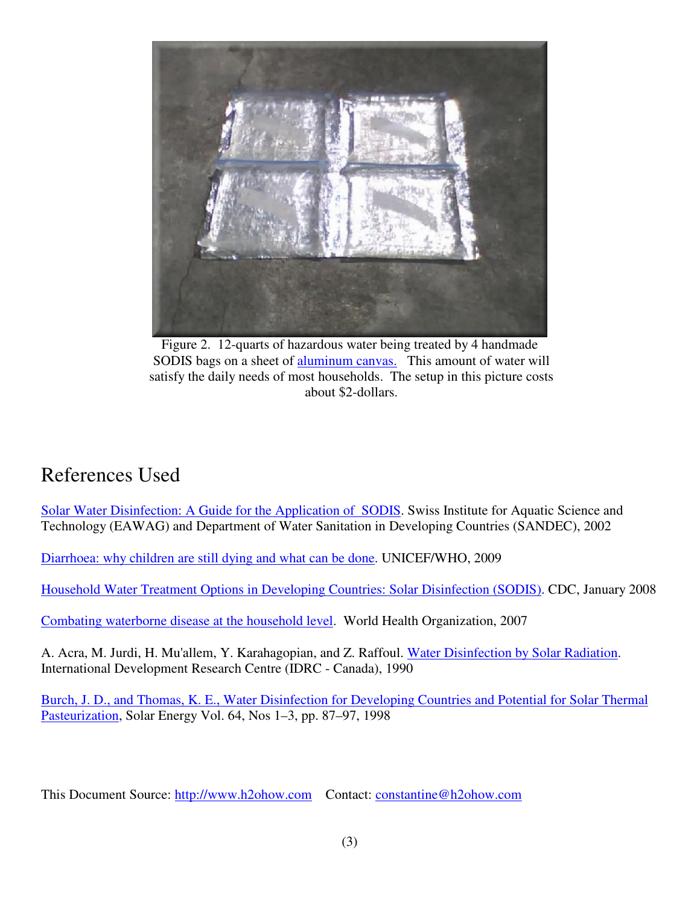Figure 2. 12-quarts of hazardous water being treated by 4 handmade SODIS bags on a sheet of aluminum canvas. This amount of water will satisfy the daily needs of most households. The setup in this picture costs about $2-dollars.

## References Used

Solar Water Disinfection: A Guide for the Application of SODIS. Swiss Institute for Aquatic Science and Technology (EAWAG) and Department of Water Sanitation in Developing Countries (SANDEC), 2002

Diarrhoea: why children are still dying and what can be done. UNICEF/WHO, 2009

Household Water Treatment Options in Developing Countries: Solar Disinfection (SODIS). CDC, January 2008

Combating waterborne disease at the household level. World Health Organization, 2007

A. Acra, M. Jurdi, H. Mu'allem, Y. Karahagopian, and Z. Raffoul. Water Disinfection by Solar Radiation. International Development Research Centre (IDRC - Canada), 1990

Burch, J. D., and Thomas, K. E., Water Disinfection for Developing Countries and Potential for Solar Thermal Pasteurization, Solar Energy Vol. 64, Nos 1–3, pp. 87–97, 1998

This Document Source: http://www.h2ohow.com Contact: constantine@h2ohow.com